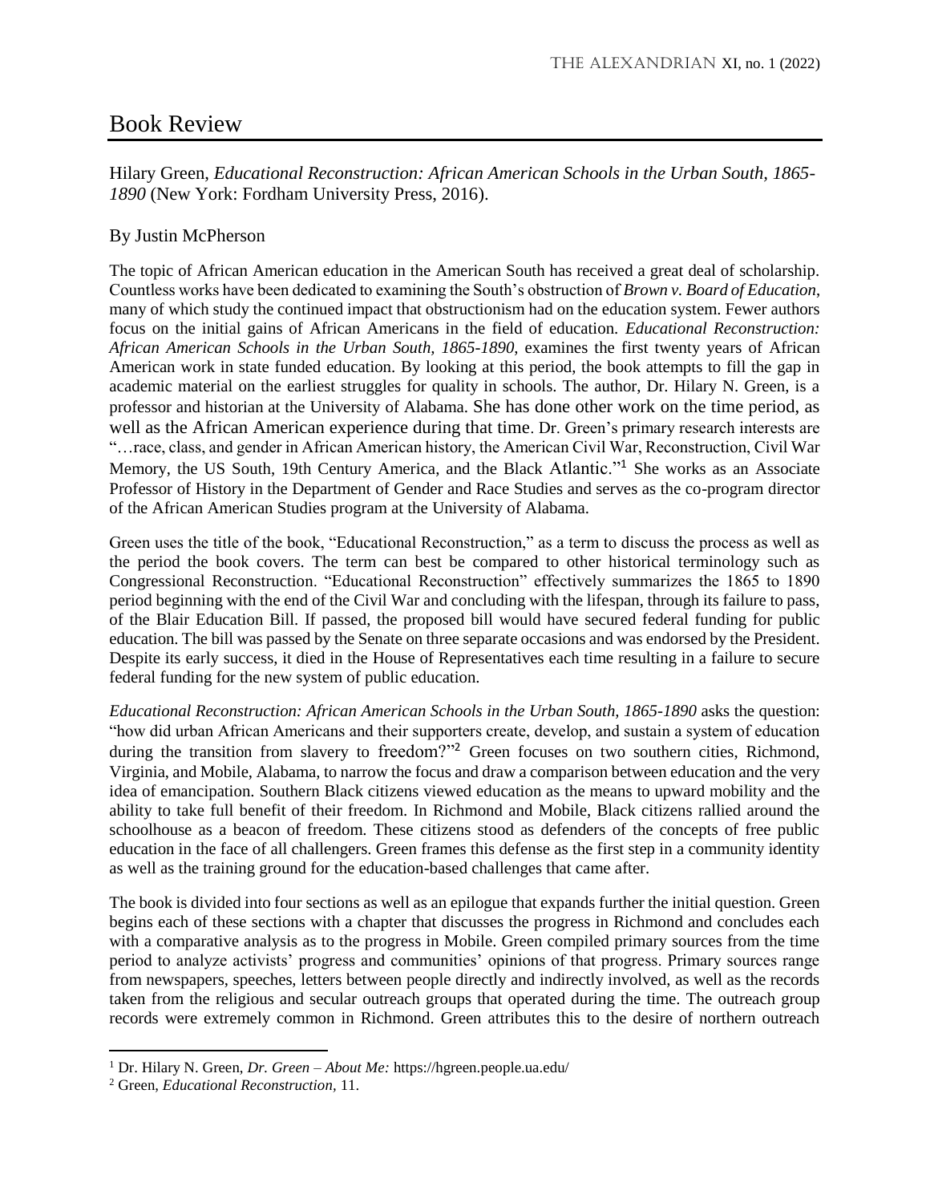# Book Review

Hilary Green, *Educational Reconstruction: African American Schools in the Urban South, 1865-1890* (New York: Fordham University Press, 2016).

By Justin McPherson

The topic of African American education in the American South has received a great deal of scholarship. Countless works have been dedicated to examining the South's obstruction of *Brown v. Board of Education*, many of which study the continued impact that obstructionism had on the education system. Fewer authors focus on the initial gains of African Americans in the field of education. *Educational Reconstruction: African American Schools in the Urban South, 1865-1890*, examines the first twenty years of African American work in state funded education. By looking at this period, the book attempts to fill the gap in academic material on the earliest struggles for quality in schools. The author, Dr. Hilary N. Green, is a professor and historian at the University of Alabama. She has done other work on the time period, as well as the African American experience during that time. Dr. Green's primary research interests are "…race, class, and gender in African American history, the American Civil War, Reconstruction, Civil War Memory, the US South, 19th Century America, and the Black Atlantic."[1] She works as an Associate Professor of History in the Department of Gender and Race Studies and serves as the co-program director of the African American Studies program at the University of Alabama.

Green uses the title of the book, "Educational Reconstruction," as a term to discuss the process as well as the period the book covers. The term can best be compared to other historical terminology such as Congressional Reconstruction. "Educational Reconstruction" effectively summarizes the 1865 to 1890 period beginning with the end of the Civil War and concluding with the lifespan, through its failure to pass, of the Blair Education Bill. If passed, the proposed bill would have secured federal funding for public education. The bill was passed by the Senate on three separate occasions and was endorsed by the President. Despite its early success, it died in the House of Representatives each time resulting in a failure to secure federal funding for the new system of public education.

*Educational Reconstruction: African American Schools in the Urban South, 1865-1890* asks the question: "how did urban African Americans and their supporters create, develop, and sustain a system of education during the transition from slavery to freedom?"[2] Green focuses on two southern cities, Richmond, Virginia, and Mobile, Alabama, to narrow the focus and draw a comparison between education and the very idea of emancipation. Southern Black citizens viewed education as the means to upward mobility and the ability to take full benefit of their freedom. In Richmond and Mobile, Black citizens rallied around the schoolhouse as a beacon of freedom. These citizens stood as defenders of the concepts of free public education in the face of all challengers. Green frames this defense as the first step in a community identity as well as the training ground for the education-based challenges that came after.

The book is divided into four sections as well as an epilogue that expands further the initial question. Green begins each of these sections with a chapter that discusses the progress in Richmond and concludes each with a comparative analysis as to the progress in Mobile. Green compiled primary sources from the time period to analyze activists' progress and communities' opinions of that progress. Primary sources range from newspapers, speeches, letters between people directly and indirectly involved, as well as the records taken from the religious and secular outreach groups that operated during the time. The outreach group records were extremely common in Richmond. Green attributes this to the desire of northern outreach

---

[1] Dr. Hilary N. Green, *Dr. Green – About Me:* https://hgreen.people.ua.edu/

[2] Green, *Educational Reconstruction*, 11.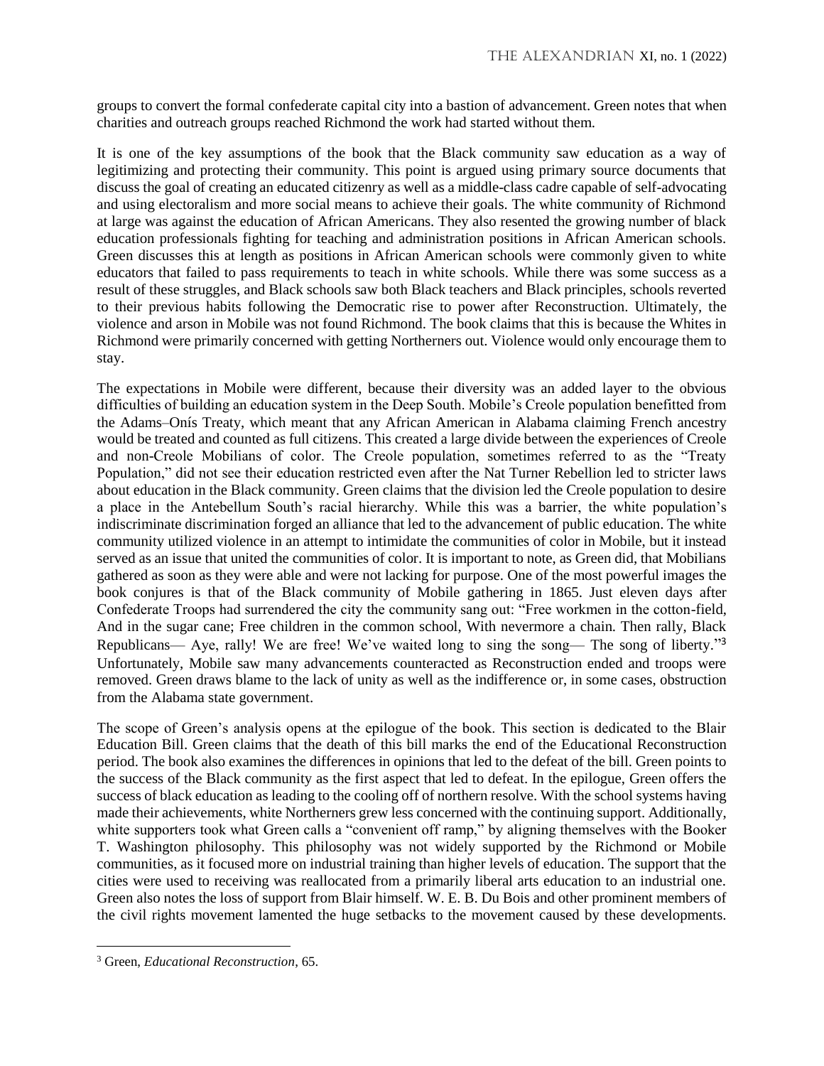groups to convert the formal confederate capital city into a bastion of advancement. Green notes that when charities and outreach groups reached Richmond the work had started without them.

It is one of the key assumptions of the book that the Black community saw education as a way of legitimizing and protecting their community. This point is argued using primary source documents that discuss the goal of creating an educated citizenry as well as a middle-class cadre capable of self-advocating and using electoralism and more social means to achieve their goals. The white community of Richmond at large was against the education of African Americans. They also resented the growing number of black education professionals fighting for teaching and administration positions in African American schools. Green discusses this at length as positions in African American schools were commonly given to white educators that failed to pass requirements to teach in white schools. While there was some success as a result of these struggles, and Black schools saw both Black teachers and Black principles, schools reverted to their previous habits following the Democratic rise to power after Reconstruction. Ultimately, the violence and arson in Mobile was not found Richmond. The book claims that this is because the Whites in Richmond were primarily concerned with getting Northerners out. Violence would only encourage them to stay.

The expectations in Mobile were different, because their diversity was an added layer to the obvious difficulties of building an education system in the Deep South. Mobile's Creole population benefitted from the Adams–Onís Treaty, which meant that any African American in Alabama claiming French ancestry would be treated and counted as full citizens. This created a large divide between the experiences of Creole and non-Creole Mobilians of color. The Creole population, sometimes referred to as the "Treaty Population," did not see their education restricted even after the Nat Turner Rebellion led to stricter laws about education in the Black community. Green claims that the division led the Creole population to desire a place in the Antebellum South's racial hierarchy. While this was a barrier, the white population's indiscriminate discrimination forged an alliance that led to the advancement of public education. The white community utilized violence in an attempt to intimidate the communities of color in Mobile, but it instead served as an issue that united the communities of color. It is important to note, as Green did, that Mobilians gathered as soon as they were able and were not lacking for purpose. One of the most powerful images the book conjures is that of the Black community of Mobile gathering in 1865. Just eleven days after Confederate Troops had surrendered the city the community sang out: "Free workmen in the cotton-field, And in the sugar cane; Free children in the common school, With nevermore a chain. Then rally, Black Republicans— Aye, rally! We are free! We've waited long to sing the song— The song of liberty."[3] Unfortunately, Mobile saw many advancements counteracted as Reconstruction ended and troops were removed. Green draws blame to the lack of unity as well as the indifference or, in some cases, obstruction from the Alabama state government.

The scope of Green's analysis opens at the epilogue of the book. This section is dedicated to the Blair Education Bill. Green claims that the death of this bill marks the end of the Educational Reconstruction period. The book also examines the differences in opinions that led to the defeat of the bill. Green points to the success of the Black community as the first aspect that led to defeat. In the epilogue, Green offers the success of black education as leading to the cooling off of northern resolve. With the school systems having made their achievements, white Northerners grew less concerned with the continuing support. Additionally, white supporters took what Green calls a "convenient off ramp," by aligning themselves with the Booker T. Washington philosophy. This philosophy was not widely supported by the Richmond or Mobile communities, as it focused more on industrial training than higher levels of education. The support that the cities were used to receiving was reallocated from a primarily liberal arts education to an industrial one. Green also notes the loss of support from Blair himself. W. E. B. Du Bois and other prominent members of the civil rights movement lamented the huge setbacks to the movement caused by these developments.

[3] Green, *Educational Reconstruction*, 65.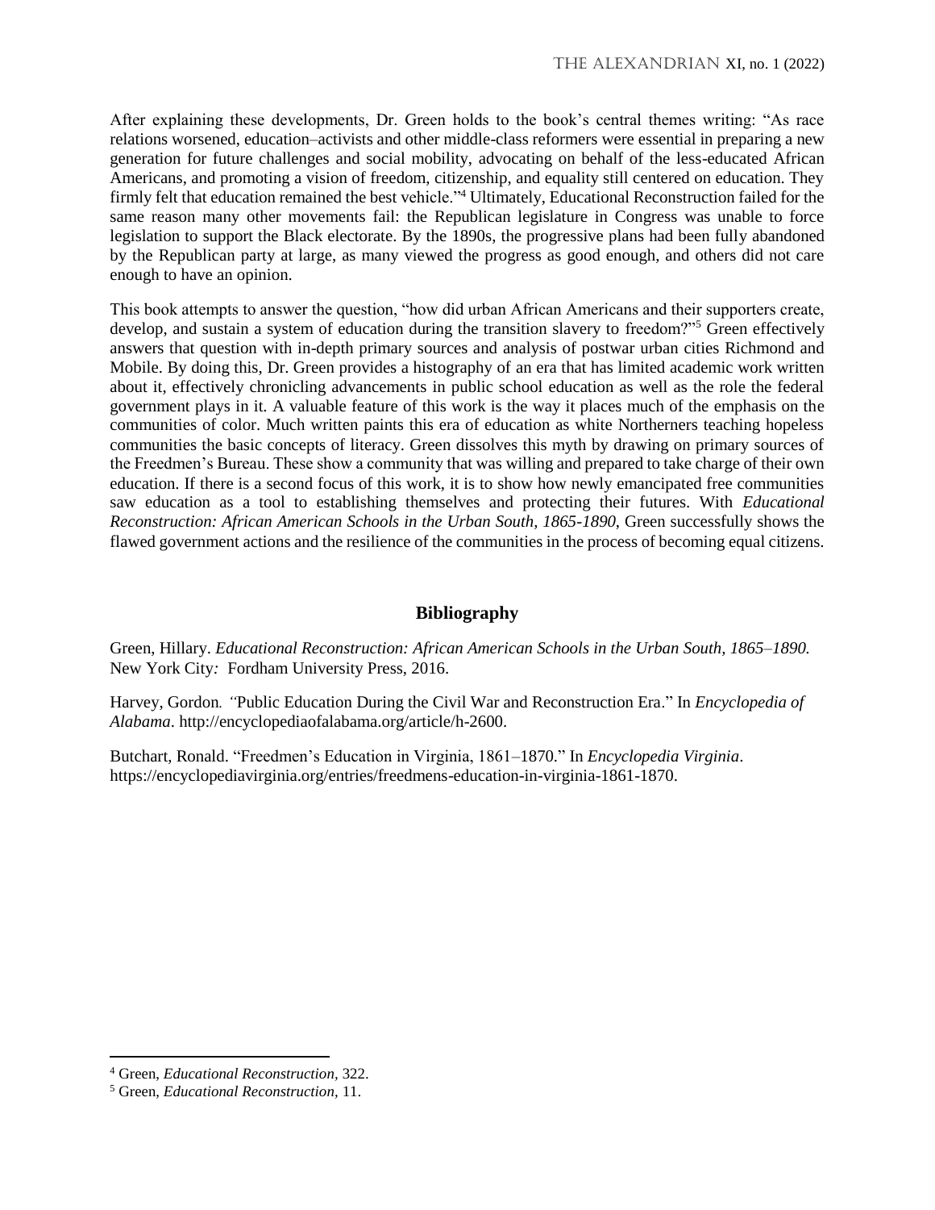After explaining these developments, Dr. Green holds to the book's central themes writing: "As race relations worsened, education–activists and other middle-class reformers were essential in preparing a new generation for future challenges and social mobility, advocating on behalf of the less-educated African Americans, and promoting a vision of freedom, citizenship, and equality still centered on education. They firmly felt that education remained the best vehicle."[4] Ultimately, Educational Reconstruction failed for the same reason many other movements fail: the Republican legislature in Congress was unable to force legislation to support the Black electorate. By the 1890s, the progressive plans had been fully abandoned by the Republican party at large, as many viewed the progress as good enough, and others did not care enough to have an opinion.

This book attempts to answer the question, "how did urban African Americans and their supporters create, develop, and sustain a system of education during the transition slavery to freedom?"[5] Green effectively answers that question with in-depth primary sources and analysis of postwar urban cities Richmond and Mobile. By doing this, Dr. Green provides a histography of an era that has limited academic work written about it, effectively chronicling advancements in public school education as well as the role the federal government plays in it. A valuable feature of this work is the way it places much of the emphasis on the communities of color. Much written paints this era of education as white Northerners teaching hopeless communities the basic concepts of literacy. Green dissolves this myth by drawing on primary sources of the Freedmen's Bureau. These show a community that was willing and prepared to take charge of their own education. If there is a second focus of this work, it is to show how newly emancipated free communities saw education as a tool to establishing themselves and protecting their futures. With *Educational Reconstruction: African American Schools in the Urban South, 1865-1890*, Green successfully shows the flawed government actions and the resilience of the communities in the process of becoming equal citizens.

## Bibliography

Green, Hillary. *Educational Reconstruction: African American Schools in the Urban South, 1865–1890.* New York City: Fordham University Press, 2016.

Harvey, Gordon. "Public Education During the Civil War and Reconstruction Era." In *Encyclopedia of Alabama*. http://encyclopediaofalabama.org/article/h-2600.

Butchart, Ronald. "Freedmen's Education in Virginia, 1861–1870." In *Encyclopedia Virginia*. https://encyclopediavirginia.org/entries/freedmens-education-in-virginia-1861-1870.

---

[4] Green, *Educational Reconstruction*, 322.

[5] Green, *Educational Reconstruction*, 11.